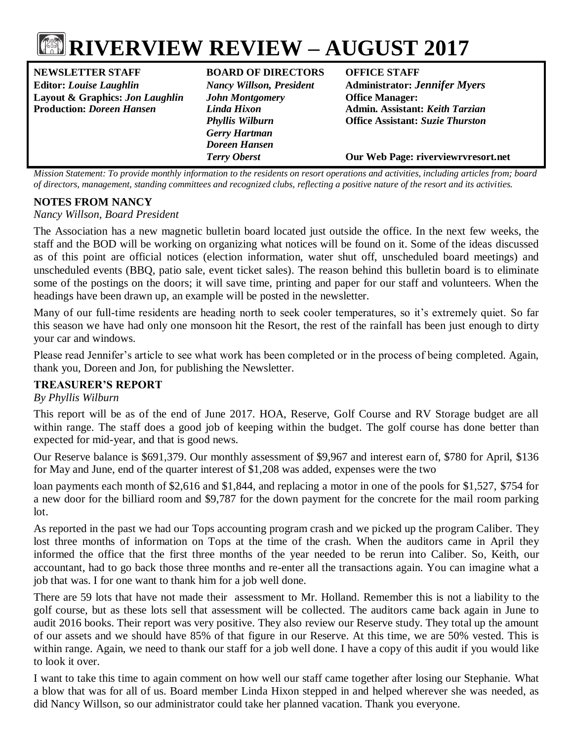# RIVERVIEW REVIEW – AUGUST 2017

| NEWSLETTER STAFF | BOARD OF DIRECTORS | OFFICE STAFF |
| --- | --- | --- |
| Editor: *Louise Laughlin* | *Nancy Willson, President* | Administrator: *Jennifer Myers* |
| Layout & Graphics: *Jon Laughlin* | *John Montgomery* | Office Manager: |
| Production: *Doreen Hansen* | *Linda Hixon* | Admin. Assistant: *Keith Tarzian* |
| | *Phyllis Wilburn* | Office Assistant: *Suzie Thurston* |
| | *Gerry Hartman* | |
| | *Doreen Hansen* | |
| | *Terry Oberst* | Our Web Page: riverviewrvresort.net |

*Mission Statement: To provide monthly information to the residents on resort operations and activities, including articles from; board of directors, management, standing committees and recognized clubs, reflecting a positive nature of the resort and its activities.*

### NOTES FROM NANCY

*Nancy Willson, Board President*

The Association has a new magnetic bulletin board located just outside the office. In the next few weeks, the staff and the BOD will be working on organizing what notices will be found on it. Some of the ideas discussed as of this point are official notices (election information, water shut off, unscheduled board meetings) and unscheduled events (BBQ, patio sale, event ticket sales). The reason behind this bulletin board is to eliminate some of the postings on the doors; it will save time, printing and paper for our staff and volunteers. When the headings have been drawn up, an example will be posted in the newsletter.

Many of our full-time residents are heading north to seek cooler temperatures, so it's extremely quiet. So far this season we have had only one monsoon hit the Resort, the rest of the rainfall has been just enough to dirty your car and windows.

Please read Jennifer's article to see what work has been completed or in the process of being completed. Again, thank you, Doreen and Jon, for publishing the Newsletter.

### TREASURER'S REPORT

*By Phyllis Wilburn*

This report will be as of the end of June 2017. HOA, Reserve, Golf Course and RV Storage budget are all within range. The staff does a good job of keeping within the budget. The golf course has done better than expected for mid-year, and that is good news.

Our Reserve balance is $691,379. Our monthly assessment of $9,967 and interest earn of, $780 for April, $136 for May and June, end of the quarter interest of $1,208 was added, expenses were the two

loan payments each month of $2,616 and $1,844, and replacing a motor in one of the pools for $1,527, $754 for a new door for the billiard room and $9,787 for the down payment for the concrete for the mail room parking lot.

As reported in the past we had our Tops accounting program crash and we picked up the program Caliber. They lost three months of information on Tops at the time of the crash. When the auditors came in April they informed the office that the first three months of the year needed to be rerun into Caliber. So, Keith, our accountant, had to go back those three months and re-enter all the transactions again. You can imagine what a job that was. I for one want to thank him for a job well done.

There are 59 lots that have not made their assessment to Mr. Holland. Remember this is not a liability to the golf course, but as these lots sell that assessment will be collected. The auditors came back again in June to audit 2016 books. Their report was very positive. They also review our Reserve study. They total up the amount of our assets and we should have 85% of that figure in our Reserve. At this time, we are 50% vested. This is within range. Again, we need to thank our staff for a job well done. I have a copy of this audit if you would like to look it over.

I want to take this time to again comment on how well our staff came together after losing our Stephanie. What a blow that was for all of us. Board member Linda Hixon stepped in and helped wherever she was needed, as did Nancy Willson, so our administrator could take her planned vacation. Thank you everyone.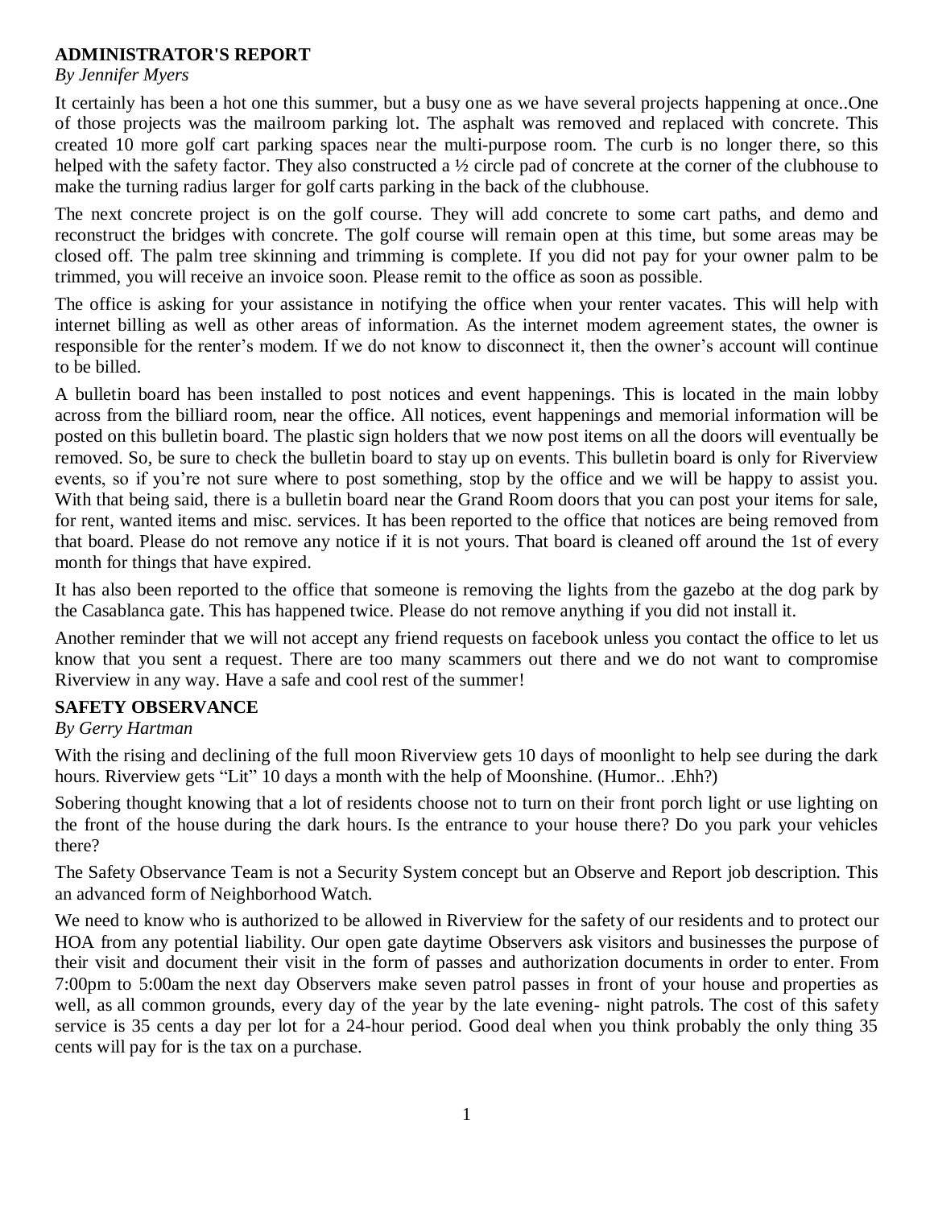## ADMINISTRATOR'S REPORT

*By Jennifer Myers*

It certainly has been a hot one this summer, but a busy one as we have several projects happening at once..One of those projects was the mailroom parking lot. The asphalt was removed and replaced with concrete. This created 10 more golf cart parking spaces near the multi-purpose room. The curb is no longer there, so this helped with the safety factor. They also constructed a ½ circle pad of concrete at the corner of the clubhouse to make the turning radius larger for golf carts parking in the back of the clubhouse.

The next concrete project is on the golf course. They will add concrete to some cart paths, and demo and reconstruct the bridges with concrete. The golf course will remain open at this time, but some areas may be closed off. The palm tree skinning and trimming is complete. If you did not pay for your owner palm to be trimmed, you will receive an invoice soon. Please remit to the office as soon as possible.

The office is asking for your assistance in notifying the office when your renter vacates. This will help with internet billing as well as other areas of information. As the internet modem agreement states, the owner is responsible for the renter's modem. If we do not know to disconnect it, then the owner's account will continue to be billed.

A bulletin board has been installed to post notices and event happenings. This is located in the main lobby across from the billiard room, near the office. All notices, event happenings and memorial information will be posted on this bulletin board. The plastic sign holders that we now post items on all the doors will eventually be removed. So, be sure to check the bulletin board to stay up on events. This bulletin board is only for Riverview events, so if you're not sure where to post something, stop by the office and we will be happy to assist you. With that being said, there is a bulletin board near the Grand Room doors that you can post your items for sale, for rent, wanted items and misc. services. It has been reported to the office that notices are being removed from that board. Please do not remove any notice if it is not yours. That board is cleaned off around the 1st of every month for things that have expired.

It has also been reported to the office that someone is removing the lights from the gazebo at the dog park by the Casablanca gate. This has happened twice. Please do not remove anything if you did not install it.

Another reminder that we will not accept any friend requests on facebook unless you contact the office to let us know that you sent a request. There are too many scammers out there and we do not want to compromise Riverview in any way. Have a safe and cool rest of the summer!

## SAFETY OBSERVANCE

*By Gerry Hartman*

With the rising and declining of the full moon Riverview gets 10 days of moonlight to help see during the dark hours. Riverview gets "Lit" 10 days a month with the help of Moonshine. (Humor.. .Ehh?)

Sobering thought knowing that a lot of residents choose not to turn on their front porch light or use lighting on the front of the house during the dark hours. Is the entrance to your house there? Do you park your vehicles there?

The Safety Observance Team is not a Security System concept but an Observe and Report job description. This an advanced form of Neighborhood Watch.

We need to know who is authorized to be allowed in Riverview for the safety of our residents and to protect our HOA from any potential liability. Our open gate daytime Observers ask visitors and businesses the purpose of their visit and document their visit in the form of passes and authorization documents in order to enter. From 7:00pm to 5:00am the next day Observers make seven patrol passes in front of your house and properties as well, as all common grounds, every day of the year by the late evening- night patrols. The cost of this safety service is 35 cents a day per lot for a 24-hour period. Good deal when you think probably the only thing 35 cents will pay for is the tax on a purchase.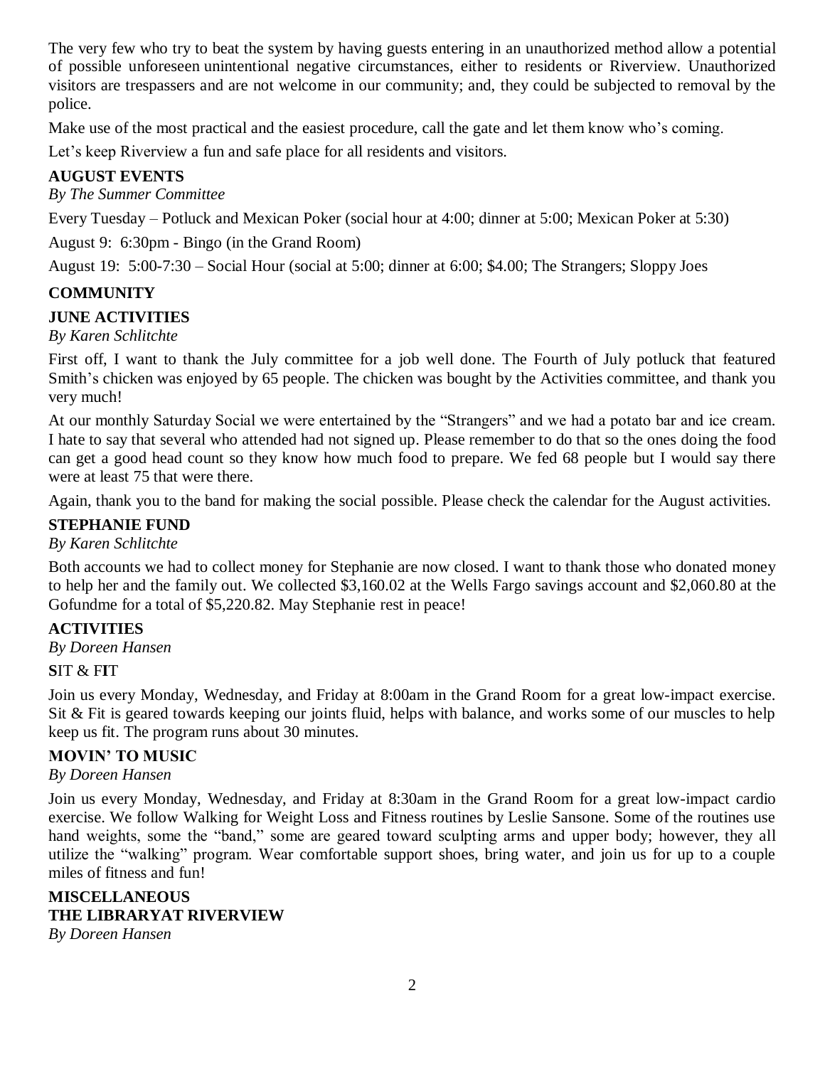The very few who try to beat the system by having guests entering in an unauthorized method allow a potential of possible unforeseen unintentional negative circumstances, either to residents or Riverview. Unauthorized visitors are trespassers and are not welcome in our community; and, they could be subjected to removal by the police.

Make use of the most practical and the easiest procedure, call the gate and let them know who's coming.

Let's keep Riverview a fun and safe place for all residents and visitors.

## AUGUST EVENTS

*By The Summer Committee*

Every Tuesday – Potluck and Mexican Poker (social hour at 4:00; dinner at 5:00; Mexican Poker at 5:30)

August 9: 6:30pm - Bingo (in the Grand Room)

August 19: 5:00-7:30 – Social Hour (social at 5:00; dinner at 6:00; $4.00; The Strangers; Sloppy Joes

# COMMUNITY

## JUNE ACTIVITIES

*By Karen Schlitchte*

First off, I want to thank the July committee for a job well done. The Fourth of July potluck that featured Smith's chicken was enjoyed by 65 people. The chicken was bought by the Activities committee, and thank you very much!

At our monthly Saturday Social we were entertained by the "Strangers" and we had a potato bar and ice cream. I hate to say that several who attended had not signed up. Please remember to do that so the ones doing the food can get a good head count so they know how much food to prepare. We fed 68 people but I would say there were at least 75 that were there.

Again, thank you to the band for making the social possible. Please check the calendar for the August activities.

## STEPHANIE FUND

*By Karen Schlitchte*

Both accounts we had to collect money for Stephanie are now closed. I want to thank those who donated money to help her and the family out. We collected $3,160.02 at the Wells Fargo savings account and $2,060.80 at the Gofundme for a total of $5,220.82. May Stephanie rest in peace!

## ACTIVITIES

*By Doreen Hansen*

**S**IT & F**I**T

Join us every Monday, Wednesday, and Friday at 8:00am in the Grand Room for a great low-impact exercise. Sit & Fit is geared towards keeping our joints fluid, helps with balance, and works some of our muscles to help keep us fit. The program runs about 30 minutes.

## MOVIN' TO MUSIC

*By Doreen Hansen*

Join us every Monday, Wednesday, and Friday at 8:30am in the Grand Room for a great low-impact cardio exercise. We follow Walking for Weight Loss and Fitness routines by Leslie Sansone. Some of the routines use hand weights, some the "band," some are geared toward sculpting arms and upper body; however, they all utilize the "walking" program. Wear comfortable support shoes, bring water, and join us for up to a couple miles of fitness and fun!

# MISCELLANEOUS

## THE LIBRARYAT RIVERVIEW

*By Doreen Hansen*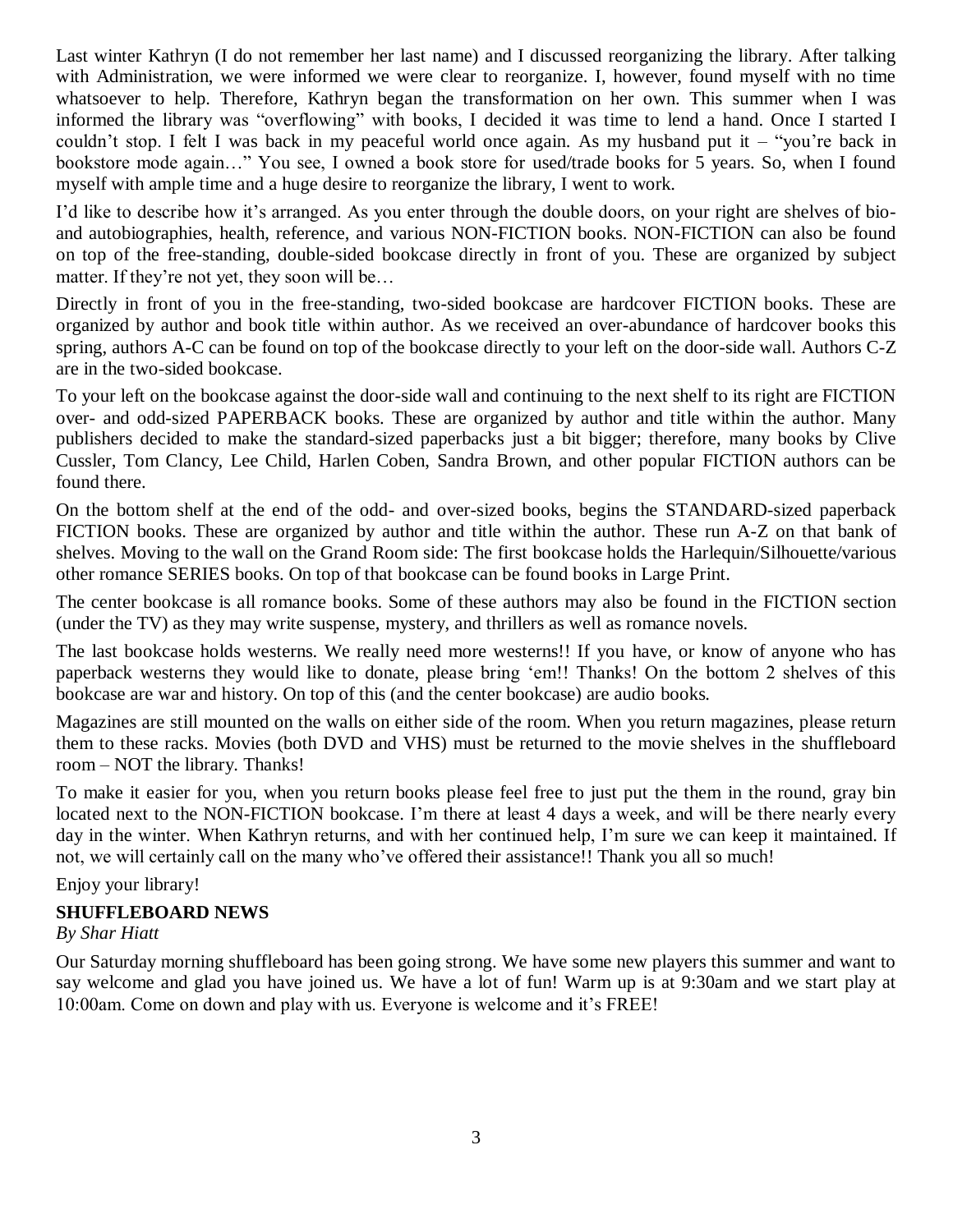Last winter Kathryn (I do not remember her last name) and I discussed reorganizing the library. After talking with Administration, we were informed we were clear to reorganize. I, however, found myself with no time whatsoever to help. Therefore, Kathryn began the transformation on her own. This summer when I was informed the library was "overflowing" with books, I decided it was time to lend a hand. Once I started I couldn't stop. I felt I was back in my peaceful world once again. As my husband put it – "you're back in bookstore mode again…" You see, I owned a book store for used/trade books for 5 years. So, when I found myself with ample time and a huge desire to reorganize the library, I went to work.

I'd like to describe how it's arranged. As you enter through the double doors, on your right are shelves of bio- and autobiographies, health, reference, and various NON-FICTION books. NON-FICTION can also be found on top of the free-standing, double-sided bookcase directly in front of you. These are organized by subject matter. If they're not yet, they soon will be…

Directly in front of you in the free-standing, two-sided bookcase are hardcover FICTION books. These are organized by author and book title within author. As we received an over-abundance of hardcover books this spring, authors A-C can be found on top of the bookcase directly to your left on the door-side wall. Authors C-Z are in the two-sided bookcase.

To your left on the bookcase against the door-side wall and continuing to the next shelf to its right are FICTION over- and odd-sized PAPERBACK books. These are organized by author and title within the author. Many publishers decided to make the standard-sized paperbacks just a bit bigger; therefore, many books by Clive Cussler, Tom Clancy, Lee Child, Harlen Coben, Sandra Brown, and other popular FICTION authors can be found there.

On the bottom shelf at the end of the odd- and over-sized books, begins the STANDARD-sized paperback FICTION books. These are organized by author and title within the author. These run A-Z on that bank of shelves. Moving to the wall on the Grand Room side: The first bookcase holds the Harlequin/Silhouette/various other romance SERIES books. On top of that bookcase can be found books in Large Print.

The center bookcase is all romance books. Some of these authors may also be found in the FICTION section (under the TV) as they may write suspense, mystery, and thrillers as well as romance novels.

The last bookcase holds westerns. We really need more westerns!! If you have, or know of anyone who has paperback westerns they would like to donate, please bring 'em!! Thanks! On the bottom 2 shelves of this bookcase are war and history. On top of this (and the center bookcase) are audio books.

Magazines are still mounted on the walls on either side of the room. When you return magazines, please return them to these racks. Movies (both DVD and VHS) must be returned to the movie shelves in the shuffleboard room – NOT the library. Thanks!

To make it easier for you, when you return books please feel free to just put the them in the round, gray bin located next to the NON-FICTION bookcase. I'm there at least 4 days a week, and will be there nearly every day in the winter. When Kathryn returns, and with her continued help, I'm sure we can keep it maintained. If not, we will certainly call on the many who've offered their assistance!! Thank you all so much!

Enjoy your library!

**SHUFFLEBOARD NEWS**

*By Shar Hiatt*

Our Saturday morning shuffleboard has been going strong. We have some new players this summer and want to say welcome and glad you have joined us. We have a lot of fun! Warm up is at 9:30am and we start play at 10:00am. Come on down and play with us. Everyone is welcome and it's FREE!